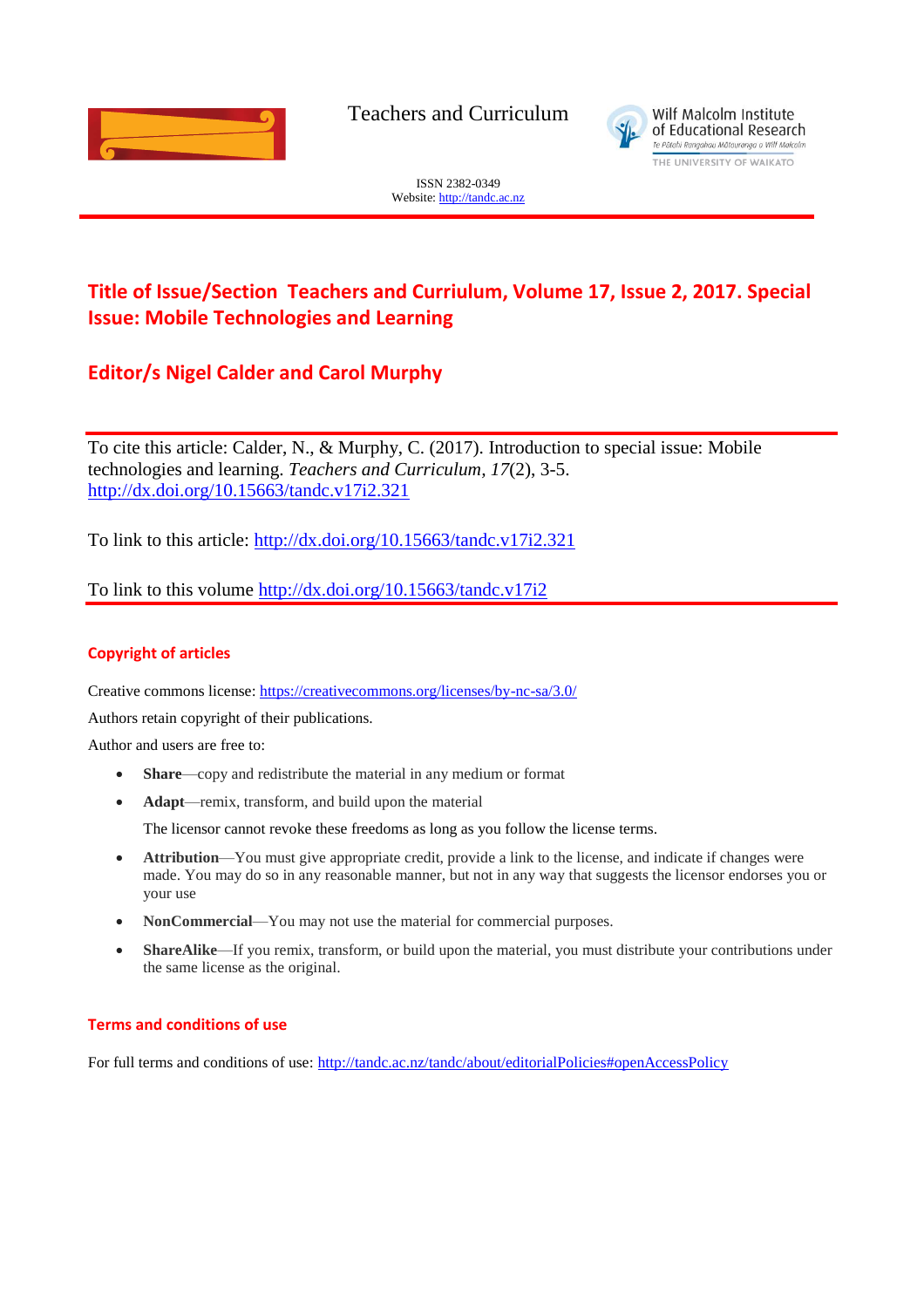Teachers and Curriculum

Wilf Malcolm Institute of Educational Research
Te Pātahi Rangahau Mātauranga o Wilf Malcolm
THE UNIVERSITY OF WAIKATO

ISSN 2382-0349
Website: http://tandc.ac.nz

# Title of Issue/Section Teachers and Curriulum, Volume 17, Issue 2, 2017. Special Issue: Mobile Technologies and Learning

## Editor/s Nigel Calder and Carol Murphy

To cite this article: Calder, N., & Murphy, C. (2017). Introduction to special issue: Mobile technologies and learning. *Teachers and Curriculum, 17*(2), 3-5. http://dx.doi.org/10.15663/tandc.v17i2.321

To link to this article: http://dx.doi.org/10.15663/tandc.v17i2.321

To link to this volume http://dx.doi.org/10.15663/tandc.v17i2

### Copyright of articles

Creative commons license: https://creativecommons.org/licenses/by-nc-sa/3.0/

Authors retain copyright of their publications.

Author and users are free to:

- **Share**—copy and redistribute the material in any medium or format
- **Adapt**—remix, transform, and build upon the material

  The licensor cannot revoke these freedoms as long as you follow the license terms.

- **Attribution**—You must give appropriate credit, provide a link to the license, and indicate if changes were made. You may do so in any reasonable manner, but not in any way that suggests the licensor endorses you or your use
- **NonCommercial**—You may not use the material for commercial purposes.
- **ShareAlike**—If you remix, transform, or build upon the material, you must distribute your contributions under the same license as the original.

### Terms and conditions of use

For full terms and conditions of use: http://tandc.ac.nz/tandc/about/editorialPolicies#openAccessPolicy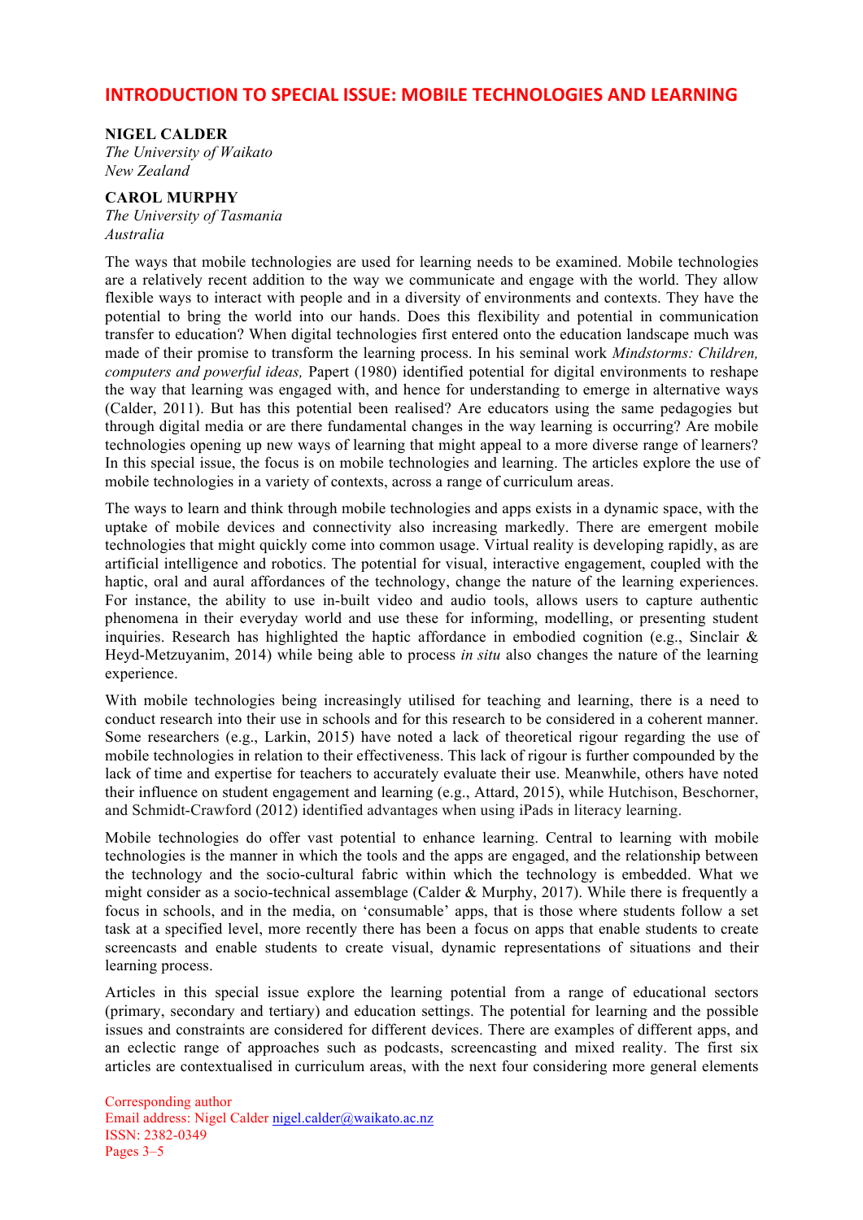# INTRODUCTION TO SPECIAL ISSUE: MOBILE TECHNOLOGIES AND LEARNING

**NIGEL CALDER**
*The University of Waikato*
*New Zealand*

**CAROL MURPHY**
*The University of Tasmania*
*Australia*

The ways that mobile technologies are used for learning needs to be examined. Mobile technologies are a relatively recent addition to the way we communicate and engage with the world. They allow flexible ways to interact with people and in a diversity of environments and contexts. They have the potential to bring the world into our hands. Does this flexibility and potential in communication transfer to education? When digital technologies first entered onto the education landscape much was made of their promise to transform the learning process. In his seminal work *Mindstorms: Children, computers and powerful ideas,* Papert (1980) identified potential for digital environments to reshape the way that learning was engaged with, and hence for understanding to emerge in alternative ways (Calder, 2011). But has this potential been realised? Are educators using the same pedagogies but through digital media or are there fundamental changes in the way learning is occurring? Are mobile technologies opening up new ways of learning that might appeal to a more diverse range of learners? In this special issue, the focus is on mobile technologies and learning. The articles explore the use of mobile technologies in a variety of contexts, across a range of curriculum areas.

The ways to learn and think through mobile technologies and apps exists in a dynamic space, with the uptake of mobile devices and connectivity also increasing markedly. There are emergent mobile technologies that might quickly come into common usage. Virtual reality is developing rapidly, as are artificial intelligence and robotics. The potential for visual, interactive engagement, coupled with the haptic, oral and aural affordances of the technology, change the nature of the learning experiences. For instance, the ability to use in-built video and audio tools, allows users to capture authentic phenomena in their everyday world and use these for informing, modelling, or presenting student inquiries. Research has highlighted the haptic affordance in embodied cognition (e.g., Sinclair & Heyd-Metzuyanim, 2014) while being able to process *in situ* also changes the nature of the learning experience.

With mobile technologies being increasingly utilised for teaching and learning, there is a need to conduct research into their use in schools and for this research to be considered in a coherent manner. Some researchers (e.g., Larkin, 2015) have noted a lack of theoretical rigour regarding the use of mobile technologies in relation to their effectiveness. This lack of rigour is further compounded by the lack of time and expertise for teachers to accurately evaluate their use. Meanwhile, others have noted their influence on student engagement and learning (e.g., Attard, 2015), while Hutchison, Beschorner, and Schmidt-Crawford (2012) identified advantages when using iPads in literacy learning.

Mobile technologies do offer vast potential to enhance learning. Central to learning with mobile technologies is the manner in which the tools and the apps are engaged, and the relationship between the technology and the socio-cultural fabric within which the technology is embedded. What we might consider as a socio-technical assemblage (Calder & Murphy, 2017). While there is frequently a focus in schools, and in the media, on 'consumable' apps, that is those where students follow a set task at a specified level, more recently there has been a focus on apps that enable students to create screencasts and enable students to create visual, dynamic representations of situations and their learning process.

Articles in this special issue explore the learning potential from a range of educational sectors (primary, secondary and tertiary) and education settings. The potential for learning and the possible issues and constraints are considered for different devices. There are examples of different apps, and an eclectic range of approaches such as podcasts, screencasting and mixed reality. The first six articles are contextualised in curriculum areas, with the next four considering more general elements

Corresponding author
Email address: Nigel Calder nigel.calder@waikato.ac.nz
ISSN: 2382-0349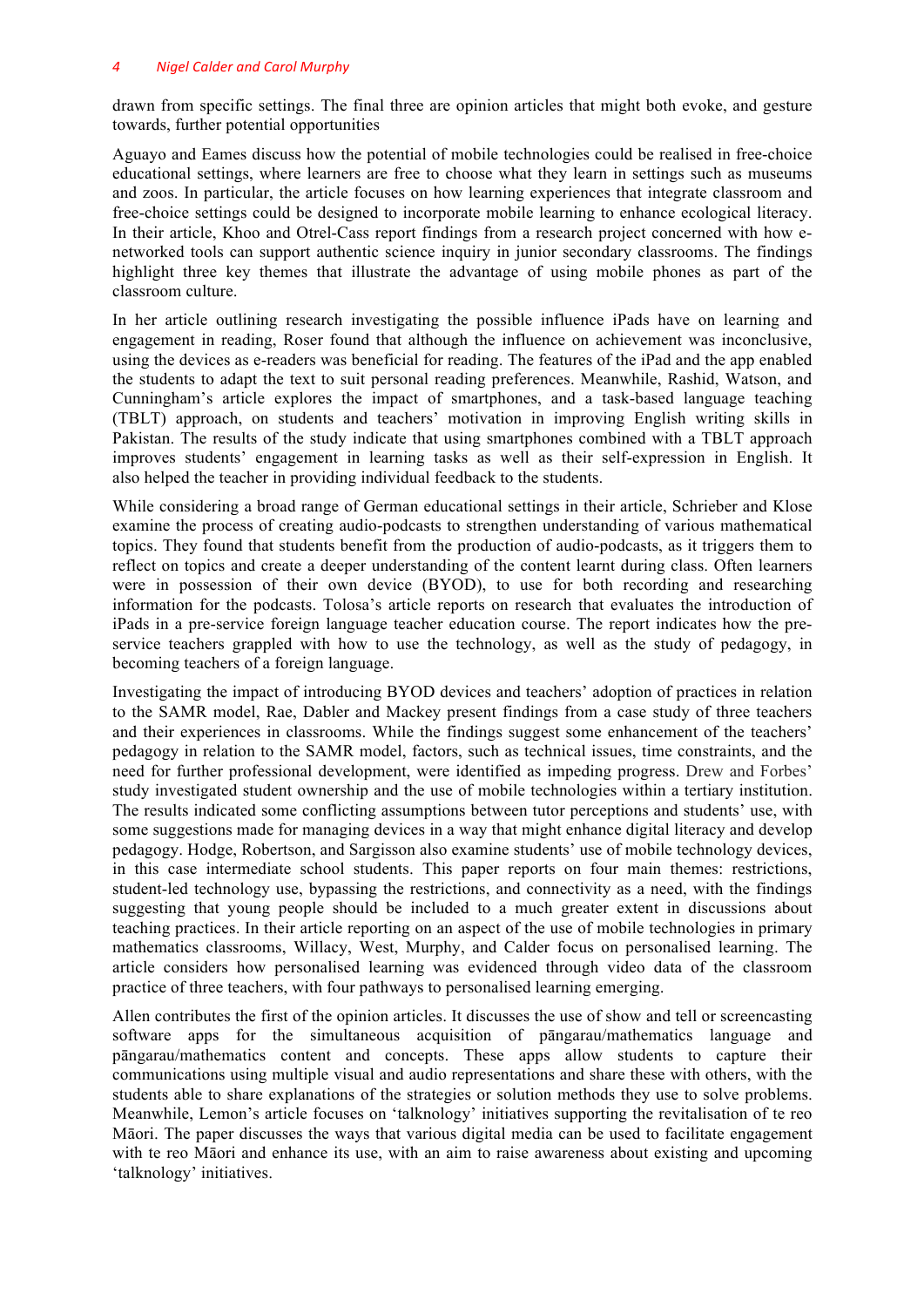drawn from specific settings. The final three are opinion articles that might both evoke, and gesture towards, further potential opportunities

Aguayo and Eames discuss how the potential of mobile technologies could be realised in free-choice educational settings, where learners are free to choose what they learn in settings such as museums and zoos. In particular, the article focuses on how learning experiences that integrate classroom and free-choice settings could be designed to incorporate mobile learning to enhance ecological literacy. In their article, Khoo and Otrel-Cass report findings from a research project concerned with how e-networked tools can support authentic science inquiry in junior secondary classrooms. The findings highlight three key themes that illustrate the advantage of using mobile phones as part of the classroom culture.

In her article outlining research investigating the possible influence iPads have on learning and engagement in reading, Roser found that although the influence on achievement was inconclusive, using the devices as e-readers was beneficial for reading. The features of the iPad and the app enabled the students to adapt the text to suit personal reading preferences. Meanwhile, Rashid, Watson, and Cunningham's article explores the impact of smartphones, and a task-based language teaching (TBLT) approach, on students and teachers' motivation in improving English writing skills in Pakistan. The results of the study indicate that using smartphones combined with a TBLT approach improves students' engagement in learning tasks as well as their self-expression in English. It also helped the teacher in providing individual feedback to the students.

While considering a broad range of German educational settings in their article, Schrieber and Klose examine the process of creating audio-podcasts to strengthen understanding of various mathematical topics. They found that students benefit from the production of audio-podcasts, as it triggers them to reflect on topics and create a deeper understanding of the content learnt during class. Often learners were in possession of their own device (BYOD), to use for both recording and researching information for the podcasts. Tolosa's article reports on research that evaluates the introduction of iPads in a pre-service foreign language teacher education course. The report indicates how the pre-service teachers grappled with how to use the technology, as well as the study of pedagogy, in becoming teachers of a foreign language.

Investigating the impact of introducing BYOD devices and teachers' adoption of practices in relation to the SAMR model, Rae, Dabler and Mackey present findings from a case study of three teachers and their experiences in classrooms. While the findings suggest some enhancement of the teachers' pedagogy in relation to the SAMR model, factors, such as technical issues, time constraints, and the need for further professional development, were identified as impeding progress. Drew and Forbes' study investigated student ownership and the use of mobile technologies within a tertiary institution. The results indicated some conflicting assumptions between tutor perceptions and students' use, with some suggestions made for managing devices in a way that might enhance digital literacy and develop pedagogy. Hodge, Robertson, and Sargisson also examine students' use of mobile technology devices, in this case intermediate school students. This paper reports on four main themes: restrictions, student-led technology use, bypassing the restrictions, and connectivity as a need, with the findings suggesting that young people should be included to a much greater extent in discussions about teaching practices. In their article reporting on an aspect of the use of mobile technologies in primary mathematics classrooms, Willacy, West, Murphy, and Calder focus on personalised learning. The article considers how personalised learning was evidenced through video data of the classroom practice of three teachers, with four pathways to personalised learning emerging.

Allen contributes the first of the opinion articles. It discusses the use of show and tell or screencasting software apps for the simultaneous acquisition of pāngarau/mathematics language and pāngarau/mathematics content and concepts. These apps allow students to capture their communications using multiple visual and audio representations and share these with others, with the students able to share explanations of the strategies or solution methods they use to solve problems. Meanwhile, Lemon's article focuses on 'talknology' initiatives supporting the revitalisation of te reo Māori. The paper discusses the ways that various digital media can be used to facilitate engagement with te reo Māori and enhance its use, with an aim to raise awareness about existing and upcoming 'talknology' initiatives.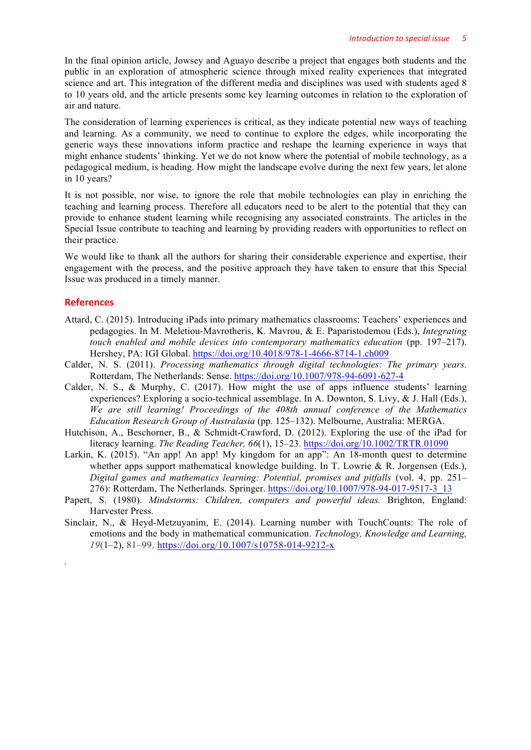In the final opinion article, Jowsey and Aguayo describe a project that engages both students and the public in an exploration of atmospheric science through mixed reality experiences that integrated science and art. This integration of the different media and disciplines was used with students aged 8 to 10 years old, and the article presents some key learning outcomes in relation to the exploration of air and nature.

The consideration of learning experiences is critical, as they indicate potential new ways of teaching and learning. As a community, we need to continue to explore the edges, while incorporating the generic ways these innovations inform practice and reshape the learning experience in ways that might enhance students' thinking. Yet we do not know where the potential of mobile technology, as a pedagogical medium, is heading. How might the landscape evolve during the next few years, let alone in 10 years?

It is not possible, nor wise, to ignore the role that mobile technologies can play in enriching the teaching and learning process. Therefore all educators need to be alert to the potential that they can provide to enhance student learning while recognising any associated constraints. The articles in the Special Issue contribute to teaching and learning by providing readers with opportunities to reflect on their practice.

We would like to thank all the authors for sharing their considerable experience and expertise, their engagement with the process, and the positive approach they have taken to ensure that this Special Issue was produced in a timely manner.

## References

Attard, C. (2015). Introducing iPads into primary mathematics classrooms: Teachers' experiences and pedagogies. In M. Meletiou-Mavrotheris, K. Mavrou, & E. Paparistodemou (Eds.), *Integrating touch enabled and mobile devices into contemporary mathematics education* (pp. 197–217). Hershey, PA: IGI Global. https://doi.org/10.4018/978-1-4666-8714-1.ch009

Calder, N. S. (2011). *Processing mathematics through digital technologies: The primary years.* Rotterdam, The Netherlands: Sense. https://doi.org/10.1007/978-94-6091-627-4

Calder, N. S., & Murphy, C. (2017). How might the use of apps influence students' learning experiences? Exploring a socio-technical assemblage. In A. Downton, S. Livy, & J. Hall (Eds.), *We are still learning! Proceedings of the 408th annual conference of the Mathematics Education Research Group of Australasia* (pp. 125–132). Melbourne, Australia: MERGA.

Hutchison, A., Beschorner, B., & Schmidt-Crawford, D. (2012). Exploring the use of the iPad for literacy learning. *The Reading Teacher, 66*(1), 15–23. https://doi.org/10.1002/TRTR.01090

Larkin, K. (2015). "An app! An app! My kingdom for an app": An 18-month quest to determine whether apps support mathematical knowledge building. In T. Lowrie & R. Jorgensen (Eds.), *Digital games and mathematics learning: Potential, promises and pitfalls* (vol. 4, pp. 251–276): Rotterdam, The Netherlands. Springer. https://doi.org/10.1007/978-94-017-9517-3_13

Papert, S. (1980). *Mindstorms: Children, computers and powerful ideas.* Brighton, England: Harvester Press.

Sinclair, N., & Heyd-Metzuyanim, E. (2014). Learning number with TouchCounts: The role of emotions and the body in mathematical communication. *Technology, Knowledge and Learning, 19*(1–2), 81–99. https://doi.org/10.1007/s10758-014-9212-x